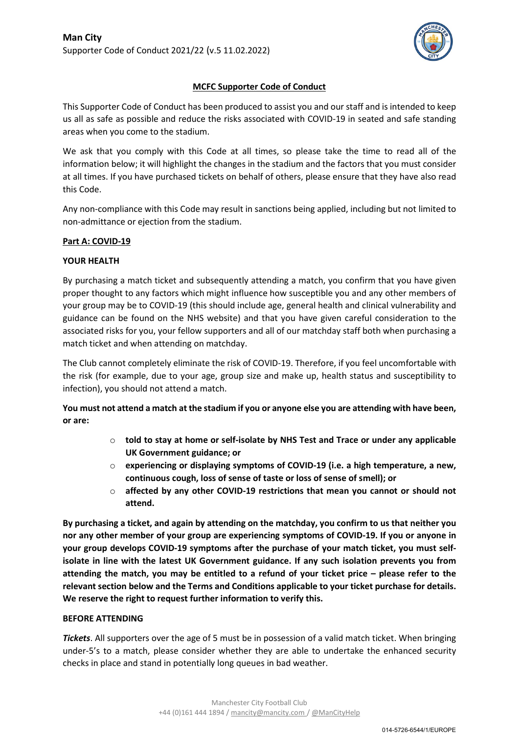**Man City**
Supporter Code of Conduct 2021/22 (v.5 11.02.2022)

# MCFC Supporter Code of Conduct

This Supporter Code of Conduct has been produced to assist you and our staff and is intended to keep us all as safe as possible and reduce the risks associated with COVID-19 in seated and safe standing areas when you come to the stadium.

We ask that you comply with this Code at all times, so please take the time to read all of the information below; it will highlight the changes in the stadium and the factors that you must consider at all times. If you have purchased tickets on behalf of others, please ensure that they have also read this Code.

Any non-compliance with this Code may result in sanctions being applied, including but not limited to non-admittance or ejection from the stadium.

## Part A: COVID-19

### YOUR HEALTH

By purchasing a match ticket and subsequently attending a match, you confirm that you have given proper thought to any factors which might influence how susceptible you and any other members of your group may be to COVID-19 (this should include age, general health and clinical vulnerability and guidance can be found on the NHS website) and that you have given careful consideration to the associated risks for you, your fellow supporters and all of our matchday staff both when purchasing a match ticket and when attending on matchday.

The Club cannot completely eliminate the risk of COVID-19. Therefore, if you feel uncomfortable with the risk (for example, due to your age, group size and make up, health status and susceptibility to infection), you should not attend a match.

**You must not attend a match at the stadium if you or anyone else you are attending with have been, or are:**

- **told to stay at home or self-isolate by NHS Test and Trace or under any applicable UK Government guidance; or**
- **experiencing or displaying symptoms of COVID-19 (i.e. a high temperature, a new, continuous cough, loss of sense of taste or loss of sense of smell); or**
- **affected by any other COVID-19 restrictions that mean you cannot or should not attend.**

**By purchasing a ticket, and again by attending on the matchday, you confirm to us that neither you nor any other member of your group are experiencing symptoms of COVID-19. If you or anyone in your group develops COVID-19 symptoms after the purchase of your match ticket, you must self-isolate in line with the latest UK Government guidance. If any such isolation prevents you from attending the match, you may be entitled to a refund of your ticket price – please refer to the relevant section below and the Terms and Conditions applicable to your ticket purchase for details. We reserve the right to request further information to verify this.**

### BEFORE ATTENDING

***Tickets***. All supporters over the age of 5 must be in possession of a valid match ticket. When bringing under-5's to a match, please consider whether they are able to undertake the enhanced security checks in place and stand in potentially long queues in bad weather.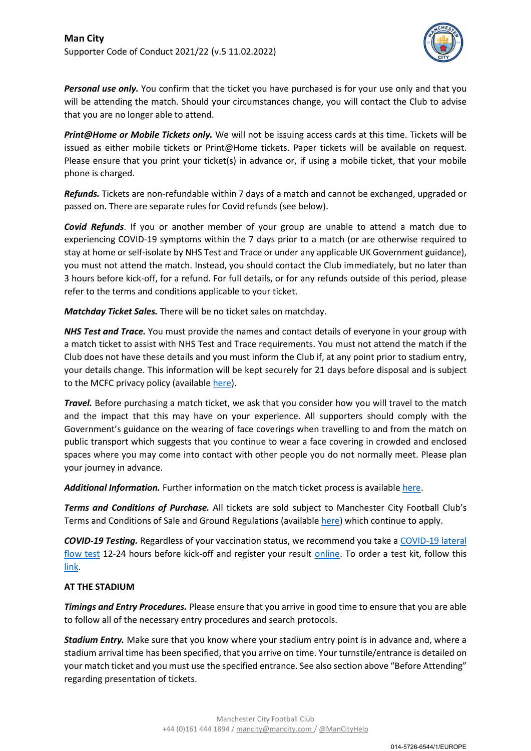***Personal use only.*** You confirm that the ticket you have purchased is for your use only and that you will be attending the match. Should your circumstances change, you will contact the Club to advise that you are no longer able to attend.

***Print@Home or Mobile Tickets only.*** We will not be issuing access cards at this time. Tickets will be issued as either mobile tickets or Print@Home tickets. Paper tickets will be available on request. Please ensure that you print your ticket(s) in advance or, if using a mobile ticket, that your mobile phone is charged.

***Refunds.*** Tickets are non-refundable within 7 days of a match and cannot be exchanged, upgraded or passed on. There are separate rules for Covid refunds (see below).

***Covid Refunds***. If you or another member of your group are unable to attend a match due to experiencing COVID-19 symptoms within the 7 days prior to a match (or are otherwise required to stay at home or self-isolate by NHS Test and Trace or under any applicable UK Government guidance), you must not attend the match. Instead, you should contact the Club immediately, but no later than 3 hours before kick-off, for a refund. For full details, or for any refunds outside of this period, please refer to the terms and conditions applicable to your ticket.

***Matchday Ticket Sales.*** There will be no ticket sales on matchday.

***NHS Test and Trace.*** You must provide the names and contact details of everyone in your group with a match ticket to assist with NHS Test and Trace requirements. You must not attend the match if the Club does not have these details and you must inform the Club if, at any point prior to stadium entry, your details change. This information will be kept securely for 21 days before disposal and is subject to the MCFC privacy policy (available here).

***Travel.*** Before purchasing a match ticket, we ask that you consider how you will travel to the match and the impact that this may have on your experience. All supporters should comply with the Government's guidance on the wearing of face coverings when travelling to and from the match on public transport which suggests that you continue to wear a face covering in crowded and enclosed spaces where you may come into contact with other people you do not normally meet. Please plan your journey in advance.

***Additional Information.*** Further information on the match ticket process is available here.

***Terms and Conditions of Purchase.*** All tickets are sold subject to Manchester City Football Club's Terms and Conditions of Sale and Ground Regulations (available here) which continue to apply.

***COVID-19 Testing.*** Regardless of your vaccination status, we recommend you take a COVID-19 lateral flow test 12-24 hours before kick-off and register your result online. To order a test kit, follow this link.

**AT THE STADIUM**

***Timings and Entry Procedures.*** Please ensure that you arrive in good time to ensure that you are able to follow all of the necessary entry procedures and search protocols.

***Stadium Entry.*** Make sure that you know where your stadium entry point is in advance and, where a stadium arrival time has been specified, that you arrive on time. Your turnstile/entrance is detailed on your match ticket and you must use the specified entrance. See also section above "Before Attending" regarding presentation of tickets.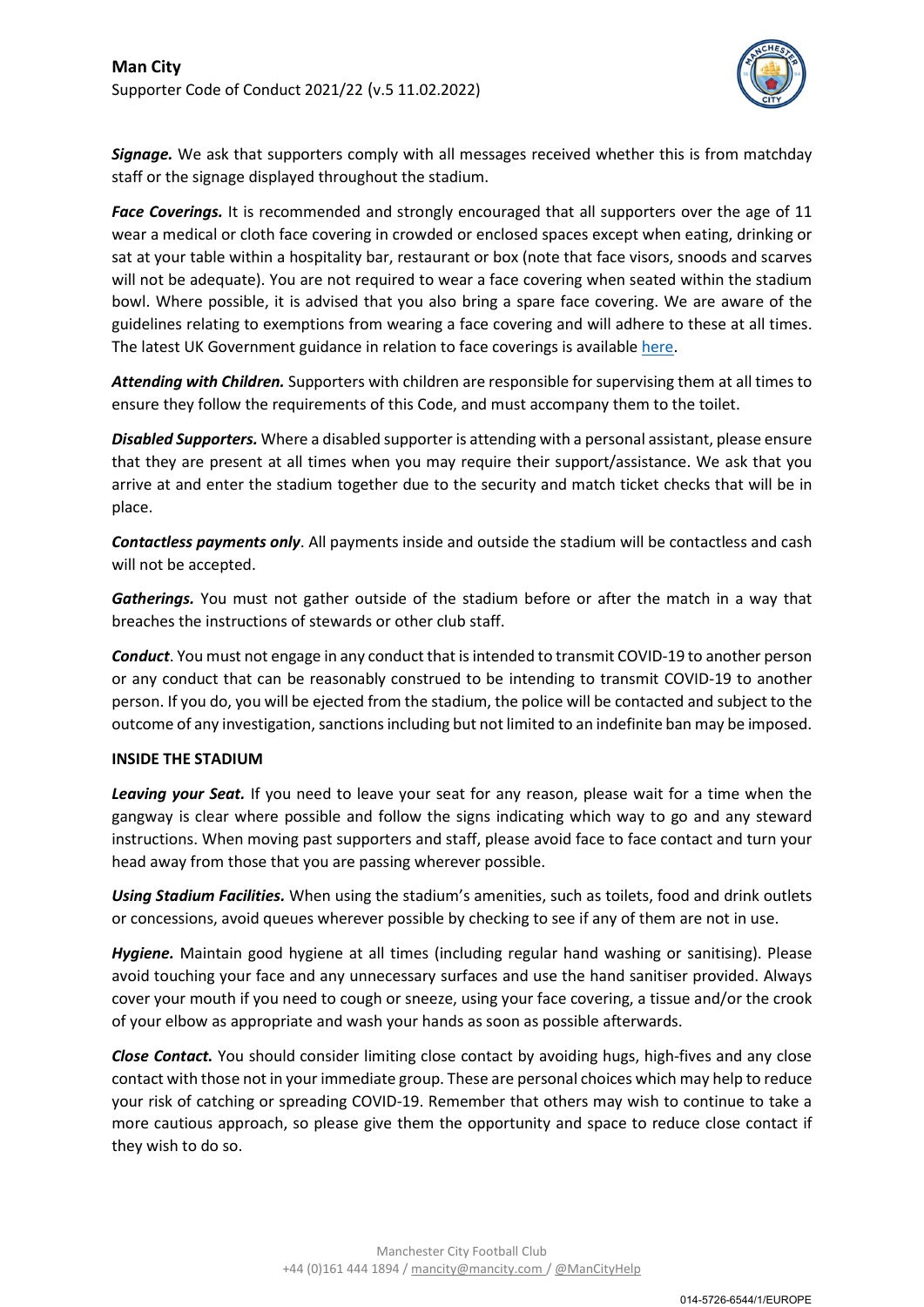***Signage.*** We ask that supporters comply with all messages received whether this is from matchday staff or the signage displayed throughout the stadium.

***Face Coverings.*** It is recommended and strongly encouraged that all supporters over the age of 11 wear a medical or cloth face covering in crowded or enclosed spaces except when eating, drinking or sat at your table within a hospitality bar, restaurant or box (note that face visors, snoods and scarves will not be adequate). You are not required to wear a face covering when seated within the stadium bowl. Where possible, it is advised that you also bring a spare face covering. We are aware of the guidelines relating to exemptions from wearing a face covering and will adhere to these at all times. The latest UK Government guidance in relation to face coverings is available [here](#).

***Attending with Children.*** Supporters with children are responsible for supervising them at all times to ensure they follow the requirements of this Code, and must accompany them to the toilet.

***Disabled Supporters.*** Where a disabled supporter is attending with a personal assistant, please ensure that they are present at all times when you may require their support/assistance. We ask that you arrive at and enter the stadium together due to the security and match ticket checks that will be in place.

***Contactless payments only***. All payments inside and outside the stadium will be contactless and cash will not be accepted.

***Gatherings.*** You must not gather outside of the stadium before or after the match in a way that breaches the instructions of stewards or other club staff.

***Conduct***. You must not engage in any conduct that is intended to transmit COVID-19 to another person or any conduct that can be reasonably construed to be intending to transmit COVID-19 to another person. If you do, you will be ejected from the stadium, the police will be contacted and subject to the outcome of any investigation, sanctions including but not limited to an indefinite ban may be imposed.

## INSIDE THE STADIUM

***Leaving your Seat.*** If you need to leave your seat for any reason, please wait for a time when the gangway is clear where possible and follow the signs indicating which way to go and any steward instructions. When moving past supporters and staff, please avoid face to face contact and turn your head away from those that you are passing wherever possible.

***Using Stadium Facilities.*** When using the stadium's amenities, such as toilets, food and drink outlets or concessions, avoid queues wherever possible by checking to see if any of them are not in use.

***Hygiene.*** Maintain good hygiene at all times (including regular hand washing or sanitising). Please avoid touching your face and any unnecessary surfaces and use the hand sanitiser provided. Always cover your mouth if you need to cough or sneeze, using your face covering, a tissue and/or the crook of your elbow as appropriate and wash your hands as soon as possible afterwards.

***Close Contact.*** You should consider limiting close contact by avoiding hugs, high-fives and any close contact with those not in your immediate group. These are personal choices which may help to reduce your risk of catching or spreading COVID-19. Remember that others may wish to continue to take a more cautious approach, so please give them the opportunity and space to reduce close contact if they wish to do so.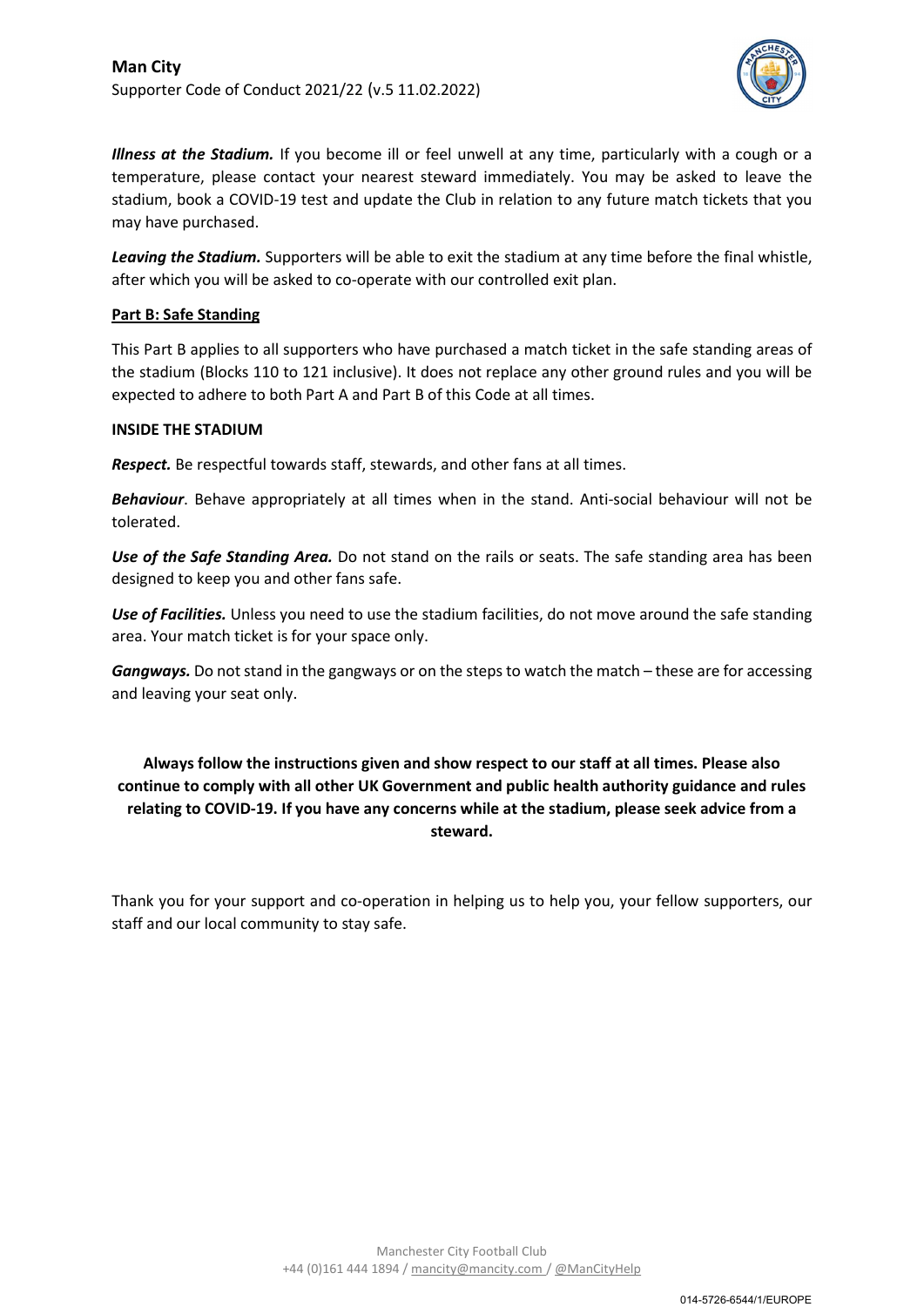***Illness at the Stadium.*** If you become ill or feel unwell at any time, particularly with a cough or a temperature, please contact your nearest steward immediately. You may be asked to leave the stadium, book a COVID-19 test and update the Club in relation to any future match tickets that you may have purchased.

***Leaving the Stadium.*** Supporters will be able to exit the stadium at any time before the final whistle, after which you will be asked to co-operate with our controlled exit plan.

## Part B: Safe Standing

This Part B applies to all supporters who have purchased a match ticket in the safe standing areas of the stadium (Blocks 110 to 121 inclusive). It does not replace any other ground rules and you will be expected to adhere to both Part A and Part B of this Code at all times.

### INSIDE THE STADIUM

***Respect.*** Be respectful towards staff, stewards, and other fans at all times.

***Behaviour***. Behave appropriately at all times when in the stand. Anti-social behaviour will not be tolerated.

***Use of the Safe Standing Area.*** Do not stand on the rails or seats. The safe standing area has been designed to keep you and other fans safe.

***Use of Facilities.*** Unless you need to use the stadium facilities, do not move around the safe standing area. Your match ticket is for your space only.

***Gangways.*** Do not stand in the gangways or on the steps to watch the match – these are for accessing and leaving your seat only.

**Always follow the instructions given and show respect to our staff at all times. Please also continue to comply with all other UK Government and public health authority guidance and rules relating to COVID-19. If you have any concerns while at the stadium, please seek advice from a steward.**

Thank you for your support and co-operation in helping us to help you, your fellow supporters, our staff and our local community to stay safe.